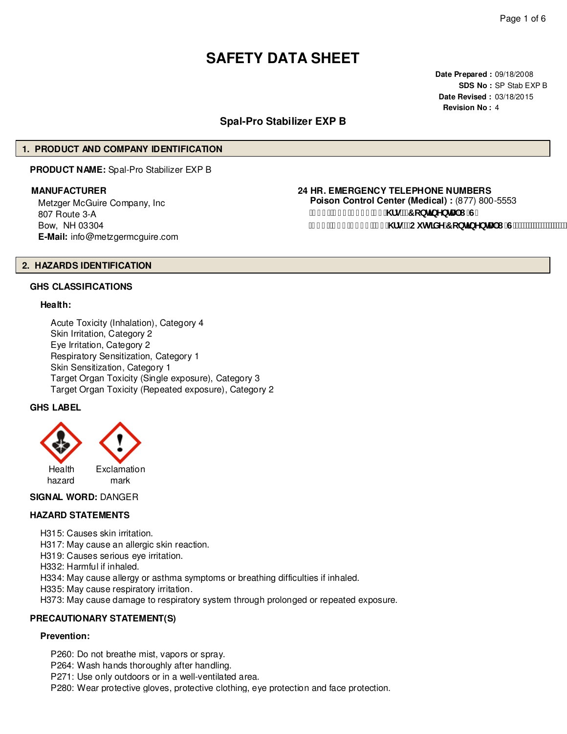# SAFETY DATA SHEET

**Date Prepared :** 09/18/2008
**SDS No :** SP Stab EXP B
**Date Revised :** 03/18/2015
**Revision No :** 4

## Spal-Pro Stabilizer EXP B

## 1. PRODUCT AND COMPANY IDENTIFICATION

**PRODUCT NAME:** Spal-Pro Stabilizer EXP B

**MANUFACTURER**

Metzger McGuire Company, Inc
807 Route 3-A
Bow, NH 03304
**E-Mail:** info@metzgermcguire.com

**24 HR. EMERGENCY TELEPHONE NUMBERS**

**Poison Control Center (Medical) :** (877) 800-5553

## 2. HAZARDS IDENTIFICATION

### GHS CLASSIFICATIONS

**Health:**

Acute Toxicity (Inhalation), Category 4
Skin Irritation, Category 2
Eye Irritation, Category 2
Respiratory Sensitization, Category 1
Skin Sensitization, Category 1
Target Organ Toxicity (Single exposure), Category 3
Target Organ Toxicity (Repeated exposure), Category 2

### GHS LABEL

Health hazard
Exclamation mark

**SIGNAL WORD:** DANGER

### HAZARD STATEMENTS

H315: Causes skin irritation.
H317: May cause an allergic skin reaction.
H319: Causes serious eye irritation.
H332: Harmful if inhaled.
H334: May cause allergy or asthma symptoms or breathing difficulties if inhaled.
H335: May cause respiratory irritation.
H373: May cause damage to respiratory system through prolonged or repeated exposure.

### PRECAUTIONARY STATEMENT(S)

**Prevention:**

P260: Do not breathe mist, vapors or spray.
P264: Wash hands thoroughly after handling.
P271: Use only outdoors or in a well-ventilated area.
P280: Wear protective gloves, protective clothing, eye protection and face protection.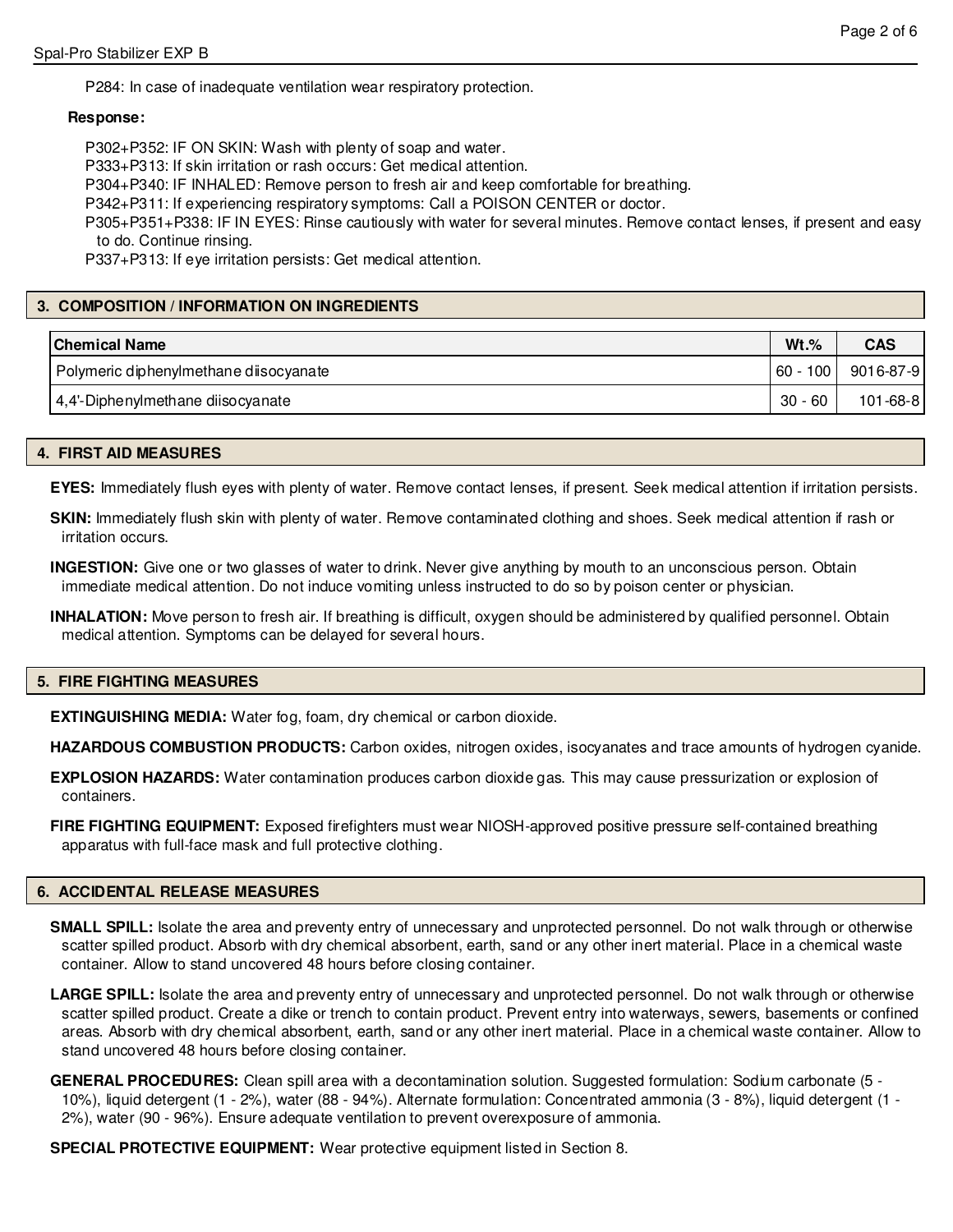P284: In case of inadequate ventilation wear respiratory protection.

**Response:**

P302+P352: IF ON SKIN: Wash with plenty of soap and water.
P333+P313: If skin irritation or rash occurs: Get medical attention.
P304+P340: IF INHALED: Remove person to fresh air and keep comfortable for breathing.
P342+P311: If experiencing respiratory symptoms: Call a POISON CENTER or doctor.
P305+P351+P338: IF IN EYES: Rinse cautiously with water for several minutes. Remove contact lenses, if present and easy to do. Continue rinsing.
P337+P313: If eye irritation persists: Get medical attention.

## 3. COMPOSITION / INFORMATION ON INGREDIENTS

| Chemical Name | Wt.% | CAS |
|---|---|---|
| Polymeric diphenylmethane diisocyanate | 60 - 100 | 9016-87-9 |
| 4,4'-Diphenylmethane diisocyanate | 30 - 60 | 101-68-8 |

## 4. FIRST AID MEASURES

**EYES:** Immediately flush eyes with plenty of water. Remove contact lenses, if present. Seek medical attention if irritation persists.

**SKIN:** Immediately flush skin with plenty of water. Remove contaminated clothing and shoes. Seek medical attention if rash or irritation occurs.

**INGESTION:** Give one or two glasses of water to drink. Never give anything by mouth to an unconscious person. Obtain immediate medical attention. Do not induce vomiting unless instructed to do so by poison center or physician.

**INHALATION:** Move person to fresh air. If breathing is difficult, oxygen should be administered by qualified personnel. Obtain medical attention. Symptoms can be delayed for several hours.

## 5. FIRE FIGHTING MEASURES

**EXTINGUISHING MEDIA:** Water fog, foam, dry chemical or carbon dioxide.

**HAZARDOUS COMBUSTION PRODUCTS:** Carbon oxides, nitrogen oxides, isocyanates and trace amounts of hydrogen cyanide.

**EXPLOSION HAZARDS:** Water contamination produces carbon dioxide gas. This may cause pressurization or explosion of containers.

**FIRE FIGHTING EQUIPMENT:** Exposed firefighters must wear NIOSH-approved positive pressure self-contained breathing apparatus with full-face mask and full protective clothing.

## 6. ACCIDENTAL RELEASE MEASURES

**SMALL SPILL:** Isolate the area and preventy entry of unnecessary and unprotected personnel. Do not walk through or otherwise scatter spilled product. Absorb with dry chemical absorbent, earth, sand or any other inert material. Place in a chemical waste container. Allow to stand uncovered 48 hours before closing container.

**LARGE SPILL:** Isolate the area and preventy entry of unnecessary and unprotected personnel. Do not walk through or otherwise scatter spilled product. Create a dike or trench to contain product. Prevent entry into waterways, sewers, basements or confined areas. Absorb with dry chemical absorbent, earth, sand or any other inert material. Place in a chemical waste container. Allow to stand uncovered 48 hours before closing container.

**GENERAL PROCEDURES:** Clean spill area with a decontamination solution. Suggested formulation: Sodium carbonate (5 - 10%), liquid detergent (1 - 2%), water (88 - 94%). Alternate formulation: Concentrated ammonia (3 - 8%), liquid detergent (1 - 2%), water (90 - 96%). Ensure adequate ventilation to prevent overexposure of ammonia.

**SPECIAL PROTECTIVE EQUIPMENT:** Wear protective equipment listed in Section 8.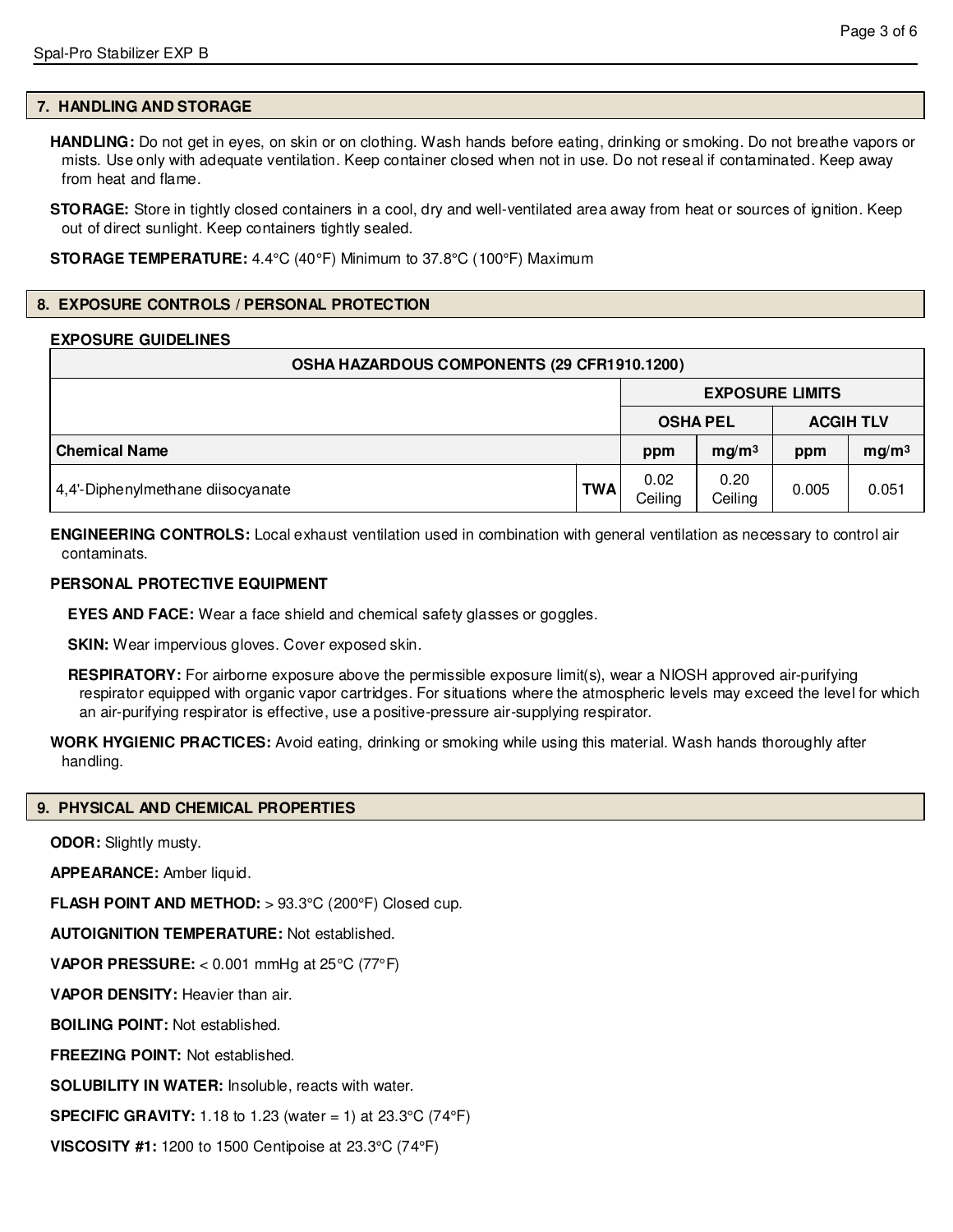## 7. HANDLING AND STORAGE

**HANDLING:** Do not get in eyes, on skin or on clothing. Wash hands before eating, drinking or smoking. Do not breathe vapors or mists. Use only with adequate ventilation. Keep container closed when not in use. Do not reseal if contaminated. Keep away from heat and flame.

**STORAGE:** Store in tightly closed containers in a cool, dry and well-ventilated area away from heat or sources of ignition. Keep out of direct sunlight. Keep containers tightly sealed.

**STORAGE TEMPERATURE:** 4.4°C (40°F) Minimum to 37.8°C (100°F) Maximum

## 8. EXPOSURE CONTROLS / PERSONAL PROTECTION

**EXPOSURE GUIDELINES**

| OSHA HAZARDOUS COMPONENTS (29 CFR1910.1200) | | | | | |
|---|---|---|---|---|---|
| | | EXPOSURE LIMITS | | | |
| | | OSHA PEL | | ACGIH TLV | |
| **Chemical Name** | | **ppm** | **mg/m³** | **ppm** | **mg/m³** |
| 4,4'-Diphenylmethane diisocyanate | TWA | 0.02 Ceiling | 0.20 Ceiling | 0.005 | 0.051 |

**ENGINEERING CONTROLS:** Local exhaust ventilation used in combination with general ventilation as necessary to control air contaminats.

**PERSONAL PROTECTIVE EQUIPMENT**

**EYES AND FACE:** Wear a face shield and chemical safety glasses or goggles.

**SKIN:** Wear impervious gloves. Cover exposed skin.

**RESPIRATORY:** For airborne exposure above the permissible exposure limit(s), wear a NIOSH approved air-purifying respirator equipped with organic vapor cartridges. For situations where the atmospheric levels may exceed the level for which an air-purifying respirator is effective, use a positive-pressure air-supplying respirator.

**WORK HYGIENIC PRACTICES:** Avoid eating, drinking or smoking while using this material. Wash hands thoroughly after handling.

## 9. PHYSICAL AND CHEMICAL PROPERTIES

**ODOR:** Slightly musty.

**APPEARANCE:** Amber liquid.

**FLASH POINT AND METHOD:** > 93.3°C (200°F) Closed cup.

**AUTOIGNITION TEMPERATURE:** Not established.

**VAPOR PRESSURE:** < 0.001 mmHg at 25°C (77°F)

**VAPOR DENSITY:** Heavier than air.

**BOILING POINT:** Not established.

**FREEZING POINT:** Not established.

**SOLUBILITY IN WATER:** Insoluble, reacts with water.

**SPECIFIC GRAVITY:** 1.18 to 1.23 (water = 1) at 23.3°C (74°F)

**VISCOSITY #1:** 1200 to 1500 Centipoise at 23.3°C (74°F)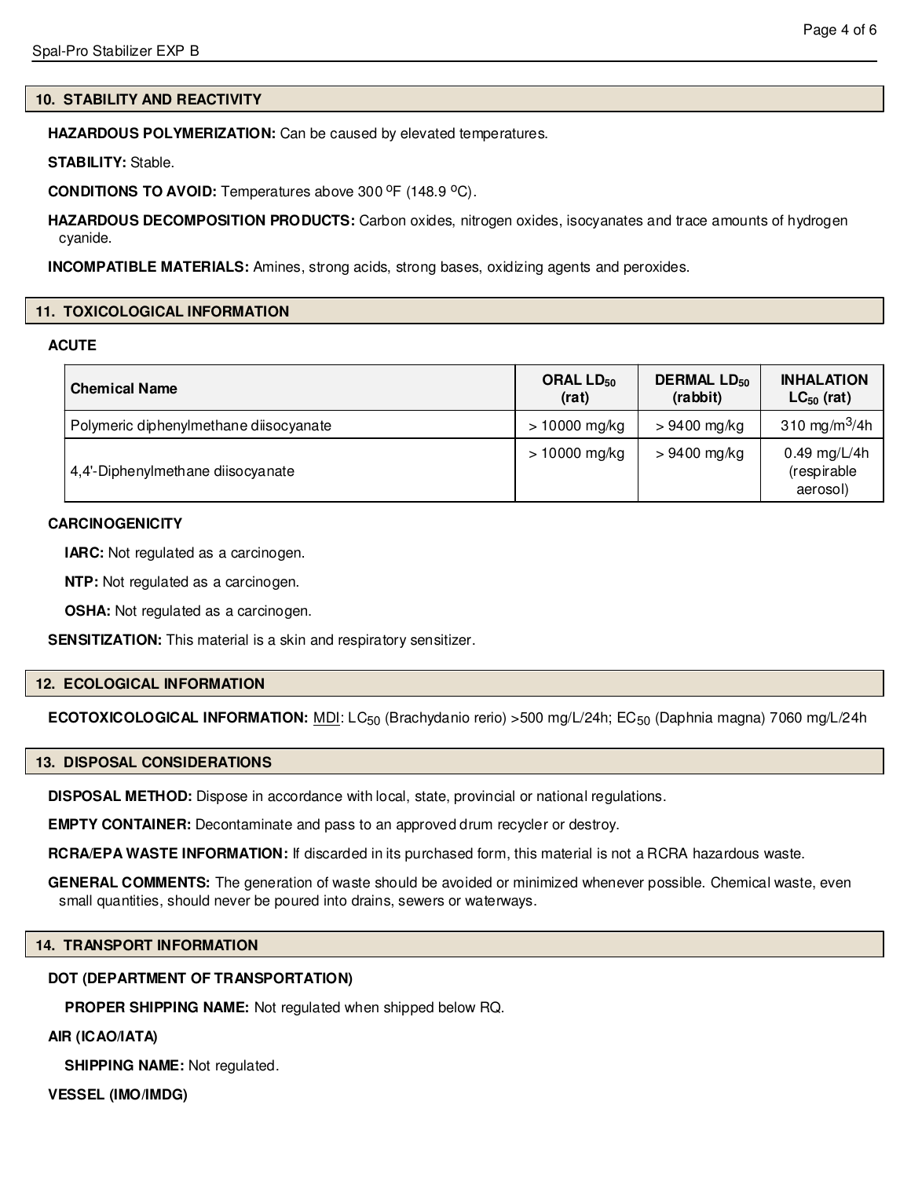## 10. STABILITY AND REACTIVITY

**HAZARDOUS POLYMERIZATION:** Can be caused by elevated temperatures.

**STABILITY:** Stable.

**CONDITIONS TO AVOID:** Temperatures above 300 $^{o}$F (148.9 $^{o}$C).

**HAZARDOUS DECOMPOSITION PRODUCTS:** Carbon oxides, nitrogen oxides, isocyanates and trace amounts of hydrogen cyanide.

**INCOMPATIBLE MATERIALS:** Amines, strong acids, strong bases, oxidizing agents and peroxides.

## 11. TOXICOLOGICAL INFORMATION

**ACUTE**

| Chemical Name | ORAL $LD_{50}$ (rat) | DERMAL $LD_{50}$ (rabbit) | INHALATION $LC_{50}$ (rat) |
|---|---|---|---|
| Polymeric diphenylmethane diisocyanate | > 10000 mg/kg | > 9400 mg/kg | 310 mg/m$^3$/4h |
| 4,4'-Diphenylmethane diisocyanate | > 10000 mg/kg | > 9400 mg/kg | 0.49 mg/L/4h (respirable aerosol) |

**CARCINOGENICITY**

**IARC:** Not regulated as a carcinogen.

**NTP:** Not regulated as a carcinogen.

**OSHA:** Not regulated as a carcinogen.

**SENSITIZATION:** This material is a skin and respiratory sensitizer.

## 12. ECOLOGICAL INFORMATION

**ECOTOXICOLOGICAL INFORMATION:** MDI: $LC_{50}$ (Brachydanio rerio) >500 mg/L/24h; $EC_{50}$ (Daphnia magna) 7060 mg/L/24h

## 13. DISPOSAL CONSIDERATIONS

**DISPOSAL METHOD:** Dispose in accordance with local, state, provincial or national regulations.

**EMPTY CONTAINER:** Decontaminate and pass to an approved drum recycler or destroy.

**RCRA/EPA WASTE INFORMATION:** If discarded in its purchased form, this material is not a RCRA hazardous waste.

**GENERAL COMMENTS:** The generation of waste should be avoided or minimized whenever possible. Chemical waste, even small quantities, should never be poured into drains, sewers or waterways.

## 14. TRANSPORT INFORMATION

**DOT (DEPARTMENT OF TRANSPORTATION)**

**PROPER SHIPPING NAME:** Not regulated when shipped below RQ.

**AIR (ICAO/IATA)**

**SHIPPING NAME:** Not regulated.

**VESSEL (IMO/IMDG)**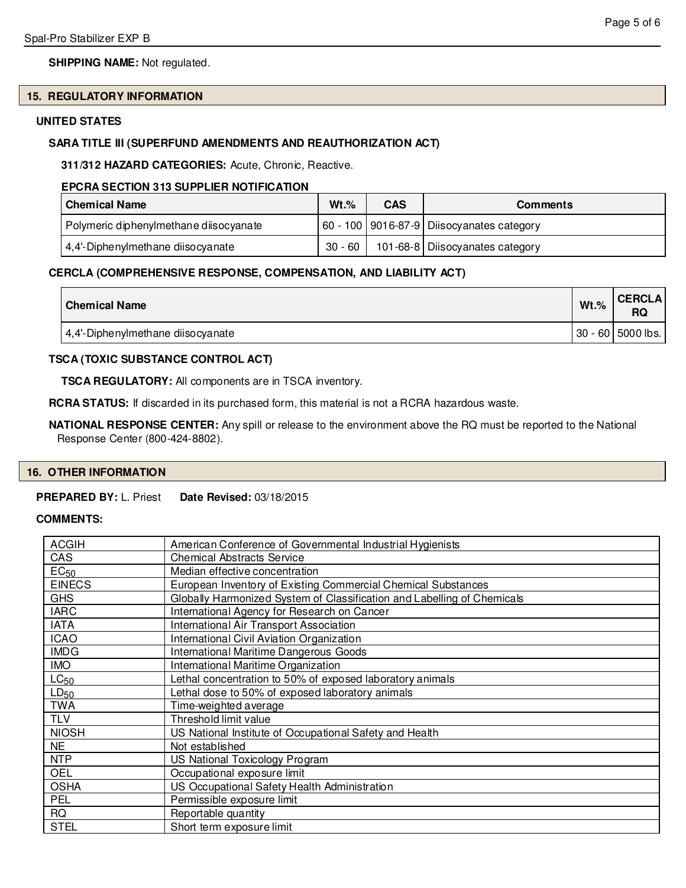**SHIPPING NAME:** Not regulated.

## 15. REGULATORY INFORMATION

**UNITED STATES**

**SARA TITLE III (SUPERFUND AMENDMENTS AND REAUTHORIZATION ACT)**

**311/312 HAZARD CATEGORIES:** Acute, Chronic, Reactive.

**EPCRA SECTION 313 SUPPLIER NOTIFICATION**

| Chemical Name | Wt.% | CAS | Comments |
|---|---|---|---|
| Polymeric diphenylmethane diisocyanate | 60 - 100 | 9016-87-9 | Diisocyanates category |
| 4,4'-Diphenylmethane diisocyanate | 30 - 60 | 101-68-8 | Diisocyanates category |

**CERCLA (COMPREHENSIVE RESPONSE, COMPENSATION, AND LIABILITY ACT)**

| Chemical Name | Wt.% | CERCLA RQ |
|---|---|---|
| 4,4'-Diphenylmethane diisocyanate | 30 - 60 | 5000 lbs. |

**TSCA (TOXIC SUBSTANCE CONTROL ACT)**

**TSCA REGULATORY:** All components are in TSCA inventory.

**RCRA STATUS:** If discarded in its purchased form, this material is not a RCRA hazardous waste.

**NATIONAL RESPONSE CENTER:** Any spill or release to the environment above the RQ must be reported to the National Response Center (800-424-8802).

## 16. OTHER INFORMATION

**PREPARED BY:** L. Priest **Date Revised:** 03/18/2015

**COMMENTS:**

| | |
|---|---|
| ACGIH | American Conference of Governmental Industrial Hygienists |
| CAS | Chemical Abstracts Service |
| $EC_{50}$ | Median effective concentration |
| EINECS | European Inventory of Existing Commercial Chemical Substances |
| GHS | Globally Harmonized System of Classification and Labelling of Chemicals |
| IARC | International Agency for Research on Cancer |
| IATA | International Air Transport Association |
| ICAO | International Civil Aviation Organization |
| IMDG | International Maritime Dangerous Goods |
| IMO | International Maritime Organization |
| $LC_{50}$ | Lethal concentration to 50% of exposed laboratory animals |
| $LD_{50}$ | Lethal dose to 50% of exposed laboratory animals |
| TWA | Time-weighted average |
| TLV | Threshold limit value |
| NIOSH | US National Institute of Occupational Safety and Health |
| NE | Not established |
| NTP | US National Toxicology Program |
| OEL | Occupational exposure limit |
| OSHA | US Occupational Safety Health Administration |
| PEL | Permissible exposure limit |
| RQ | Reportable quantity |
| STEL | Short term exposure limit |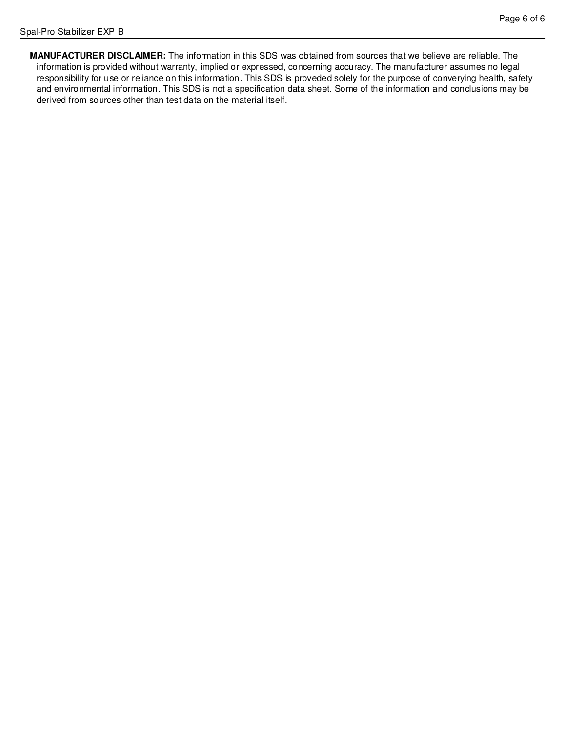**MANUFACTURER DISCLAIMER:** The information in this SDS was obtained from sources that we believe are reliable. The information is provided without warranty, implied or expressed, concerning accuracy. The manufacturer assumes no legal responsibility for use or reliance on this information. This SDS is proveded solely for the purpose of converying health, safety and environmental information. This SDS is not a specification data sheet. Some of the information and conclusions may be derived from sources other than test data on the material itself.